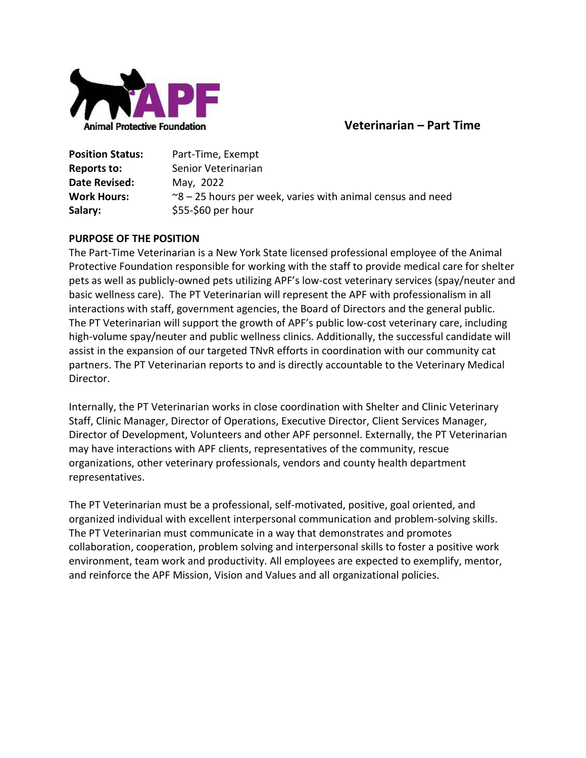Animal Protective Foundation

# Veterinarian – Part Time

**Position Status:** Part-Time, Exempt
**Reports to:** Senior Veterinarian
**Date Revised:** May, 2022
**Work Hours:** ~8 – 25 hours per week, varies with animal census and need
**Salary:** $55-$60 per hour

**PURPOSE OF THE POSITION**

The Part-Time Veterinarian is a New York State licensed professional employee of the Animal Protective Foundation responsible for working with the staff to provide medical care for shelter pets as well as publicly-owned pets utilizing APF's low-cost veterinary services (spay/neuter and basic wellness care). The PT Veterinarian will represent the APF with professionalism in all interactions with staff, government agencies, the Board of Directors and the general public. The PT Veterinarian will support the growth of APF's public low-cost veterinary care, including high-volume spay/neuter and public wellness clinics. Additionally, the successful candidate will assist in the expansion of our targeted TNvR efforts in coordination with our community cat partners. The PT Veterinarian reports to and is directly accountable to the Veterinary Medical Director.

Internally, the PT Veterinarian works in close coordination with Shelter and Clinic Veterinary Staff, Clinic Manager, Director of Operations, Executive Director, Client Services Manager, Director of Development, Volunteers and other APF personnel. Externally, the PT Veterinarian may have interactions with APF clients, representatives of the community, rescue organizations, other veterinary professionals, vendors and county health department representatives.

The PT Veterinarian must be a professional, self-motivated, positive, goal oriented, and organized individual with excellent interpersonal communication and problem-solving skills. The PT Veterinarian must communicate in a way that demonstrates and promotes collaboration, cooperation, problem solving and interpersonal skills to foster a positive work environment, team work and productivity. All employees are expected to exemplify, mentor, and reinforce the APF Mission, Vision and Values and all organizational policies.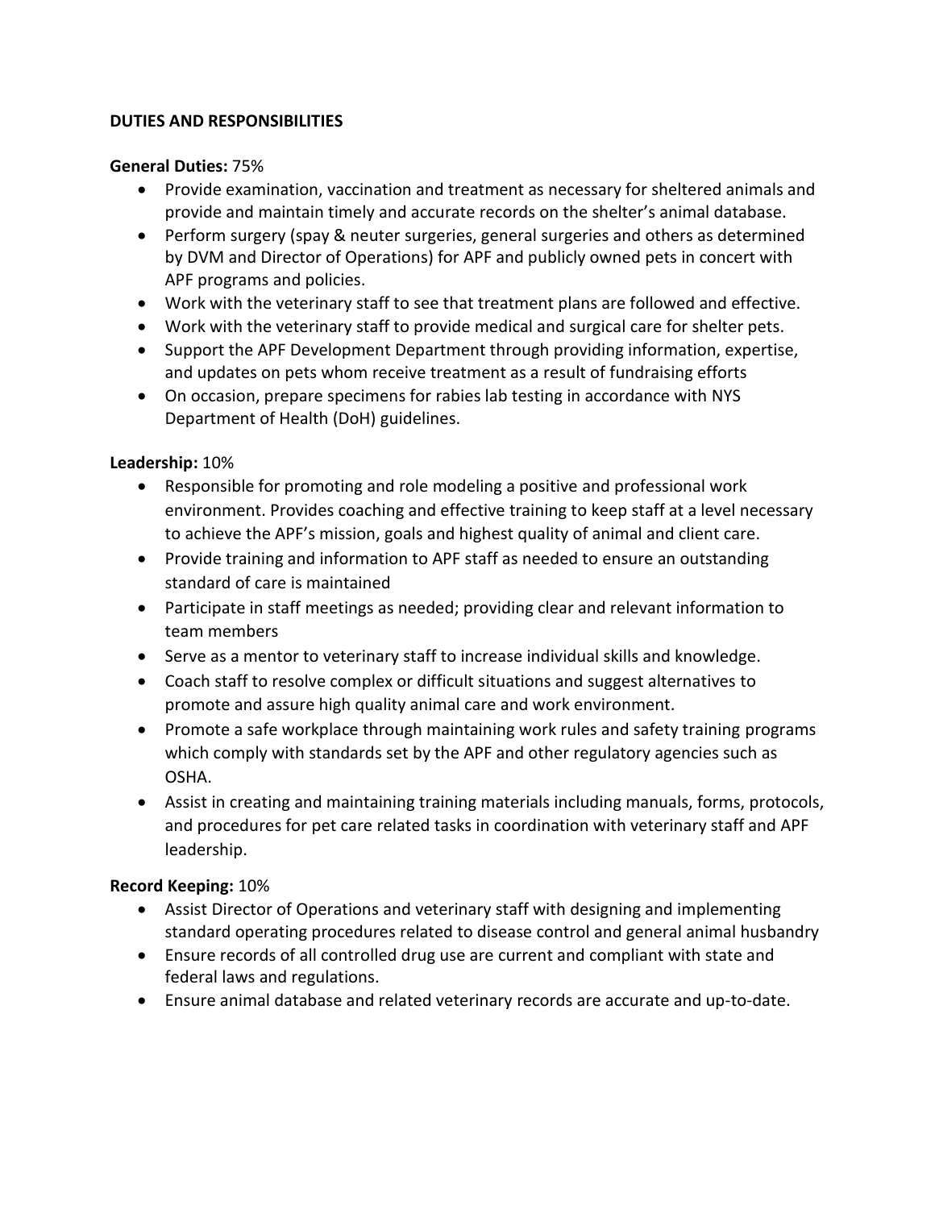**DUTIES AND RESPONSIBILITIES**

**General Duties:** 75%

- Provide examination, vaccination and treatment as necessary for sheltered animals and provide and maintain timely and accurate records on the shelter's animal database.
- Perform surgery (spay & neuter surgeries, general surgeries and others as determined by DVM and Director of Operations) for APF and publicly owned pets in concert with APF programs and policies.
- Work with the veterinary staff to see that treatment plans are followed and effective.
- Work with the veterinary staff to provide medical and surgical care for shelter pets.
- Support the APF Development Department through providing information, expertise, and updates on pets whom receive treatment as a result of fundraising efforts
- On occasion, prepare specimens for rabies lab testing in accordance with NYS Department of Health (DoH) guidelines.

**Leadership:** 10%

- Responsible for promoting and role modeling a positive and professional work environment. Provides coaching and effective training to keep staff at a level necessary to achieve the APF's mission, goals and highest quality of animal and client care.
- Provide training and information to APF staff as needed to ensure an outstanding standard of care is maintained
- Participate in staff meetings as needed; providing clear and relevant information to team members
- Serve as a mentor to veterinary staff to increase individual skills and knowledge.
- Coach staff to resolve complex or difficult situations and suggest alternatives to promote and assure high quality animal care and work environment.
- Promote a safe workplace through maintaining work rules and safety training programs which comply with standards set by the APF and other regulatory agencies such as OSHA.
- Assist in creating and maintaining training materials including manuals, forms, protocols, and procedures for pet care related tasks in coordination with veterinary staff and APF leadership.

**Record Keeping:** 10%

- Assist Director of Operations and veterinary staff with designing and implementing standard operating procedures related to disease control and general animal husbandry
- Ensure records of all controlled drug use are current and compliant with state and federal laws and regulations.
- Ensure animal database and related veterinary records are accurate and up-to-date.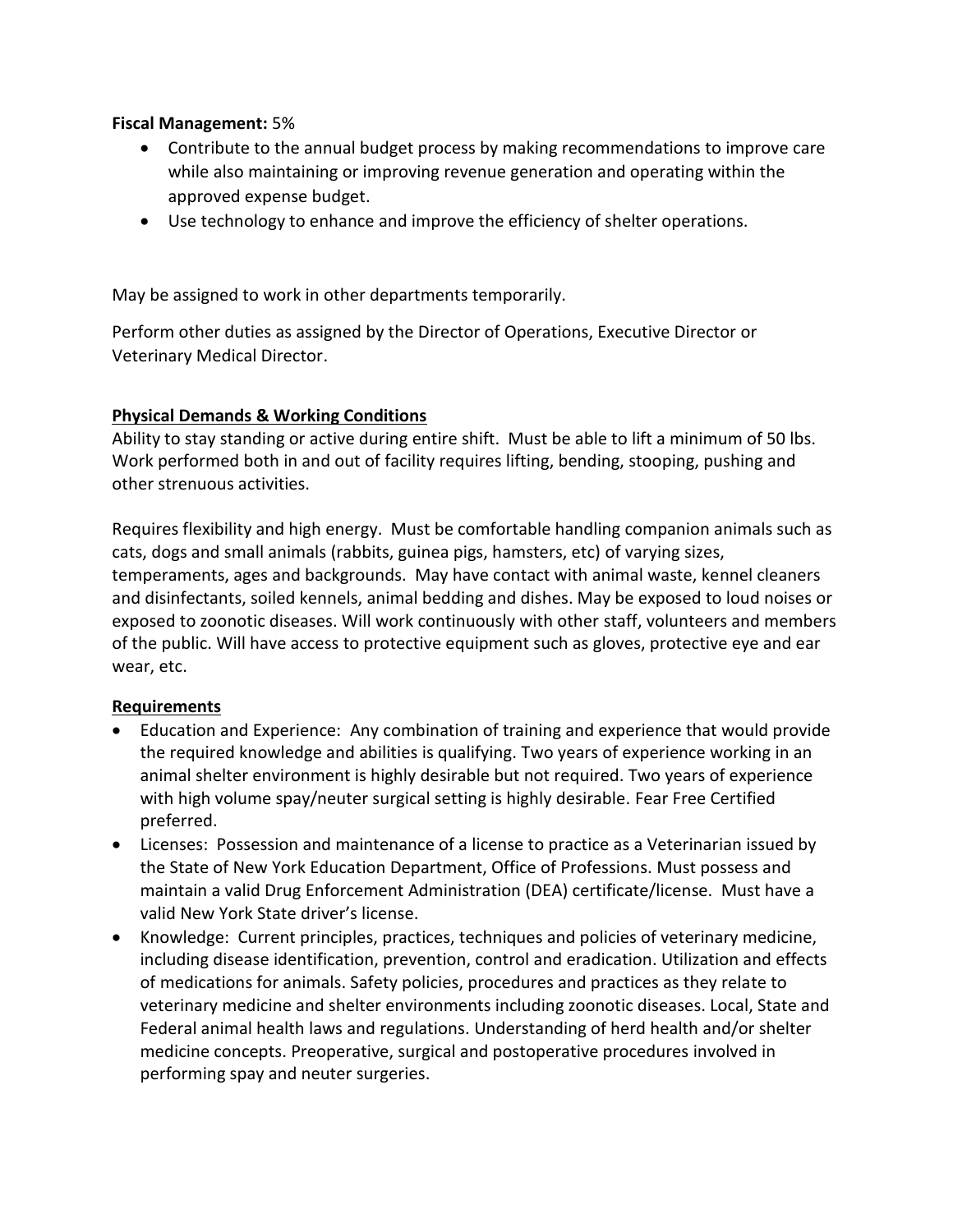**Fiscal Management:** 5%

- Contribute to the annual budget process by making recommendations to improve care while also maintaining or improving revenue generation and operating within the approved expense budget.
- Use technology to enhance and improve the efficiency of shelter operations.

May be assigned to work in other departments temporarily.

Perform other duties as assigned by the Director of Operations, Executive Director or Veterinary Medical Director.

## Physical Demands & Working Conditions

Ability to stay standing or active during entire shift. Must be able to lift a minimum of 50 lbs. Work performed both in and out of facility requires lifting, bending, stooping, pushing and other strenuous activities.

Requires flexibility and high energy. Must be comfortable handling companion animals such as cats, dogs and small animals (rabbits, guinea pigs, hamsters, etc) of varying sizes, temperaments, ages and backgrounds. May have contact with animal waste, kennel cleaners and disinfectants, soiled kennels, animal bedding and dishes. May be exposed to loud noises or exposed to zoonotic diseases. Will work continuously with other staff, volunteers and members of the public. Will have access to protective equipment such as gloves, protective eye and ear wear, etc.

## Requirements

- Education and Experience: Any combination of training and experience that would provide the required knowledge and abilities is qualifying. Two years of experience working in an animal shelter environment is highly desirable but not required. Two years of experience with high volume spay/neuter surgical setting is highly desirable. Fear Free Certified preferred.
- Licenses: Possession and maintenance of a license to practice as a Veterinarian issued by the State of New York Education Department, Office of Professions. Must possess and maintain a valid Drug Enforcement Administration (DEA) certificate/license. Must have a valid New York State driver's license.
- Knowledge: Current principles, practices, techniques and policies of veterinary medicine, including disease identification, prevention, control and eradication. Utilization and effects of medications for animals. Safety policies, procedures and practices as they relate to veterinary medicine and shelter environments including zoonotic diseases. Local, State and Federal animal health laws and regulations. Understanding of herd health and/or shelter medicine concepts. Preoperative, surgical and postoperative procedures involved in performing spay and neuter surgeries.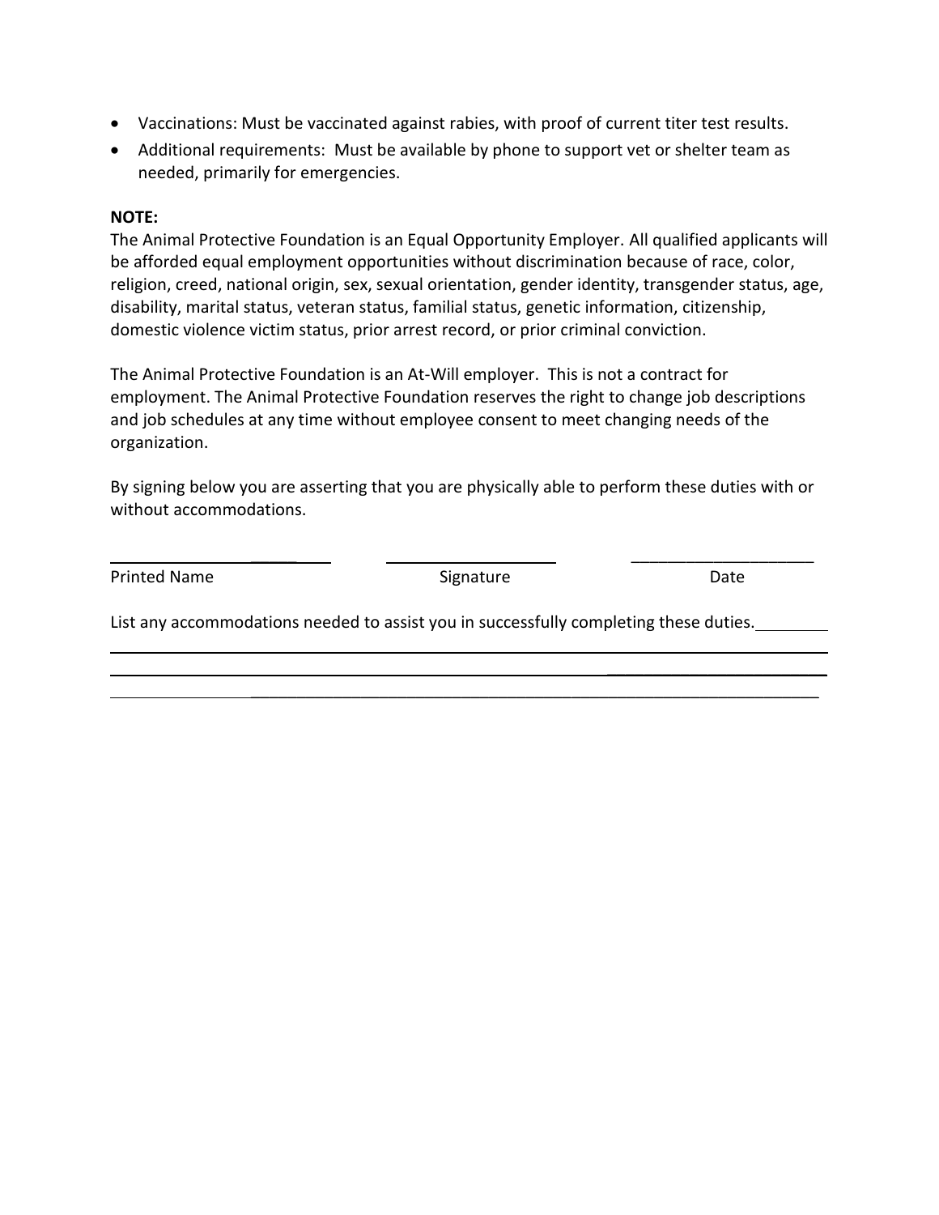- Vaccinations: Must be vaccinated against rabies, with proof of current titer test results.
- Additional requirements: Must be available by phone to support vet or shelter team as needed, primarily for emergencies.

**NOTE:**
The Animal Protective Foundation is an Equal Opportunity Employer. All qualified applicants will be afforded equal employment opportunities without discrimination because of race, color, religion, creed, national origin, sex, sexual orientation, gender identity, transgender status, age, disability, marital status, veteran status, familial status, genetic information, citizenship, domestic violence victim status, prior arrest record, or prior criminal conviction.

The Animal Protective Foundation is an At-Will employer. This is not a contract for employment. The Animal Protective Foundation reserves the right to change job descriptions and job schedules at any time without employee consent to meet changing needs of the organization.

By signing below you are asserting that you are physically able to perform these duties with or without accommodations.

\_\_\_\_\_\_\_\_\_\_\_\_\_\_\_\_\_\_\_\_\_\_\_\_ \_\_\_\_\_\_\_\_\_\_\_\_\_\_\_\_\_\_\_\_\_\_\_\_ \_\_\_\_\_\_\_\_\_\_\_\_\_\_\_\_\_\_\_\_\_\_\_\_

Printed Name Signature Date

List any accommodations needed to assist you in successfully completing these duties.\_\_\_\_\_\_\_\_\_\_

\_\_\_\_\_\_\_\_\_\_\_\_\_\_\_\_\_\_\_\_\_\_\_\_\_\_\_\_\_\_\_\_\_\_\_\_\_\_\_\_\_\_\_\_\_\_\_\_\_\_\_\_\_\_\_\_\_\_\_\_\_\_\_\_\_\_\_\_\_\_\_\_\_\_\_\_\_\_

\_\_\_\_\_\_\_\_\_\_\_\_\_\_\_\_\_\_\_\_\_\_\_\_\_\_\_\_\_\_\_\_\_\_\_\_\_\_\_\_\_\_\_\_\_\_\_\_\_\_\_\_\_\_\_\_\_\_\_\_\_\_\_\_\_\_\_\_\_\_\_\_\_\_\_\_\_\_

\_\_\_\_\_\_\_\_\_\_\_\_\_\_\_\_\_\_\_\_\_\_\_\_\_\_\_\_\_\_\_\_\_\_\_\_\_\_\_\_\_\_\_\_\_\_\_\_\_\_\_\_\_\_\_\_\_\_\_\_\_\_\_\_\_\_\_\_\_\_\_\_\_\_\_\_\_\_